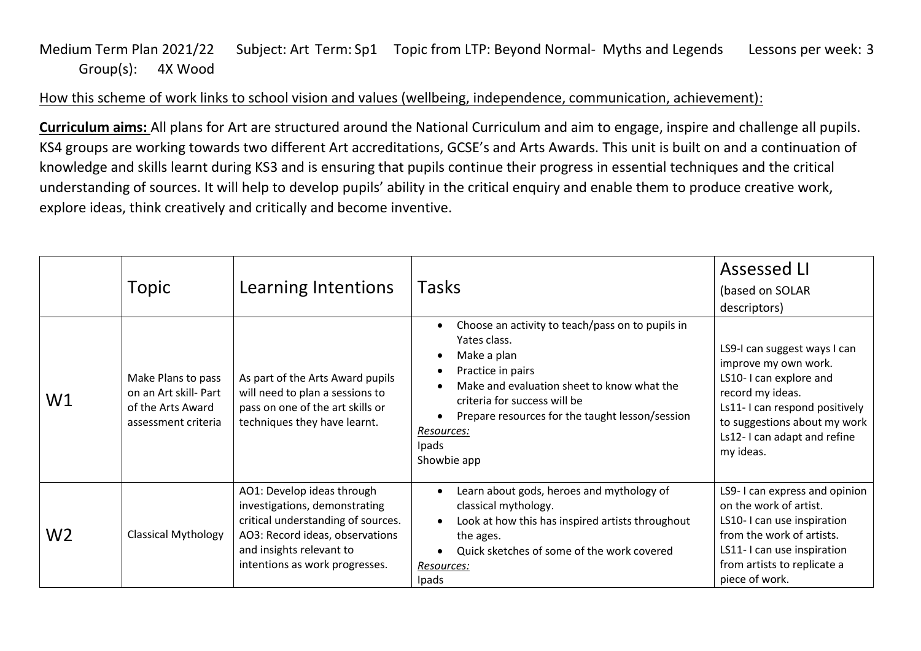Medium Term Plan 2021/22 Subject: Art Term: Sp1 Topic from LTP: Beyond Normal- Myths and Legends Lessons per week: 3
Group(s): 4X Wood

How this scheme of work links to school vision and values (wellbeing, independence, communication, achievement):

**Curriculum aims:** All plans for Art are structured around the National Curriculum and aim to engage, inspire and challenge all pupils. KS4 groups are working towards two different Art accreditations, GCSE's and Arts Awards. This unit is built on and a continuation of knowledge and skills learnt during KS3 and is ensuring that pupils continue their progress in essential techniques and the critical understanding of sources. It will help to develop pupils' ability in the critical enquiry and enable them to produce creative work, explore ideas, think creatively and critically and become inventive.

| | Topic | Learning Intentions | Tasks | Assessed LI (based on SOLAR descriptors) |
|---|---|---|---|---|
| W1 | Make Plans to pass on an Art skill- Part of the Arts Award assessment criteria | As part of the Arts Award pupils will need to plan a sessions to pass on one of the art skills or techniques they have learnt. | • Choose an activity to teach/pass on to pupils in Yates class.<br>• Make a plan<br>• Practice in pairs<br>• Make and evaluation sheet to know what the criteria for success will be<br>• Prepare resources for the taught lesson/session<br>*Resources:*<br>Ipads<br>Showbie app | LS9-I can suggest ways I can improve my own work.<br>LS10- I can explore and record my ideas.<br>Ls11- I can respond positively to suggestions about my work<br>Ls12- I can adapt and refine my ideas. |
| W2 | Classical Mythology | AO1: Develop ideas through investigations, demonstrating critical understanding of sources.<br>AO3: Record ideas, observations and insights relevant to intentions as work progresses. | • Learn about gods, heroes and mythology of classical mythology.<br>• Look at how this has inspired artists throughout the ages.<br>• Quick sketches of some of the work covered<br>*Resources:*<br>Ipads | LS9- I can express and opinion on the work of artist.<br>LS10- I can use inspiration from the work of artists.<br>LS11- I can use inspiration from artists to replicate a piece of work. |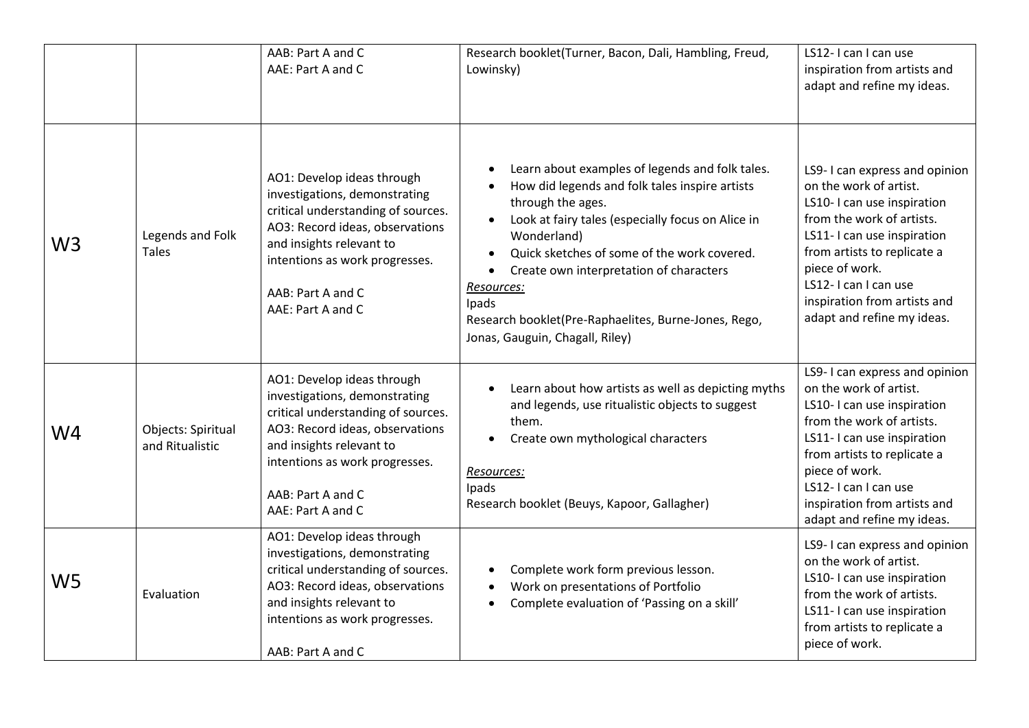|  |  | AAB: Part A and C<br>AAE: Part A and C | Research booklet(Turner, Bacon, Dali, Hambling, Freud, Lowinsky) | LS12- I can I can use inspiration from artists and adapt and refine my ideas. |
|---|---|---|---|---|
| W3 | Legends and Folk Tales | AO1: Develop ideas through investigations, demonstrating critical understanding of sources.<br>AO3: Record ideas, observations and insights relevant to intentions as work progresses.<br><br>AAB: Part A and C<br>AAE: Part A and C | • Learn about examples of legends and folk tales.<br>• How did legends and folk tales inspire artists through the ages.<br>• Look at fairy tales (especially focus on Alice in Wonderland)<br>• Quick sketches of some of the work covered.<br>• Create own interpretation of characters<br>*Resources:*<br>Ipads<br>Research booklet(Pre-Raphaelites, Burne-Jones, Rego, Jonas, Gauguin, Chagall, Riley) | LS9- I can express and opinion on the work of artist.<br>LS10- I can use inspiration from the work of artists.<br>LS11- I can use inspiration from artists to replicate a piece of work.<br>LS12- I can I can use inspiration from artists and adapt and refine my ideas. |
| W4 | Objects: Spiritual and Ritualistic | AO1: Develop ideas through investigations, demonstrating critical understanding of sources.<br>AO3: Record ideas, observations and insights relevant to intentions as work progresses.<br><br>AAB: Part A and C<br>AAE: Part A and C | • Learn about how artists as well as depicting myths and legends, use ritualistic objects to suggest them.<br>• Create own mythological characters<br><br>*Resources:*<br>Ipads<br>Research booklet (Beuys, Kapoor, Gallagher) | LS9- I can express and opinion on the work of artist.<br>LS10- I can use inspiration from the work of artists.<br>LS11- I can use inspiration from artists to replicate a piece of work.<br>LS12- I can I can use inspiration from artists and adapt and refine my ideas. |
| W5 | Evaluation | AO1: Develop ideas through investigations, demonstrating critical understanding of sources.<br>AO3: Record ideas, observations and insights relevant to intentions as work progresses.<br><br>AAB: Part A and C | • Complete work form previous lesson.<br>• Work on presentations of Portfolio<br>• Complete evaluation of 'Passing on a skill' | LS9- I can express and opinion on the work of artist.<br>LS10- I can use inspiration from the work of artists.<br>LS11- I can use inspiration from artists to replicate a piece of work. |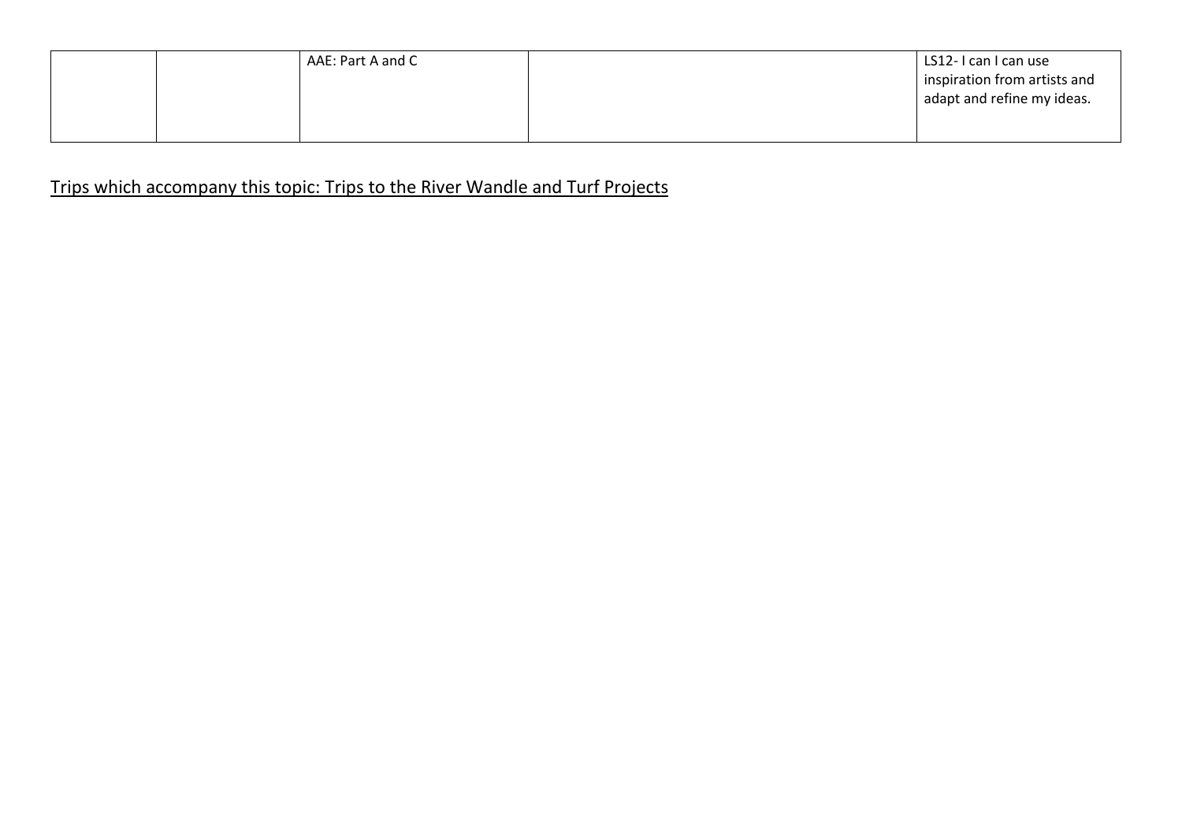| | | | | |
|---|---|---|---|---|
| | | AAE: Part A and C | | LS12- I can I can use inspiration from artists and adapt and refine my ideas. |

<u>Trips which accompany this topic: Trips to the River Wandle and Turf Projects</u>